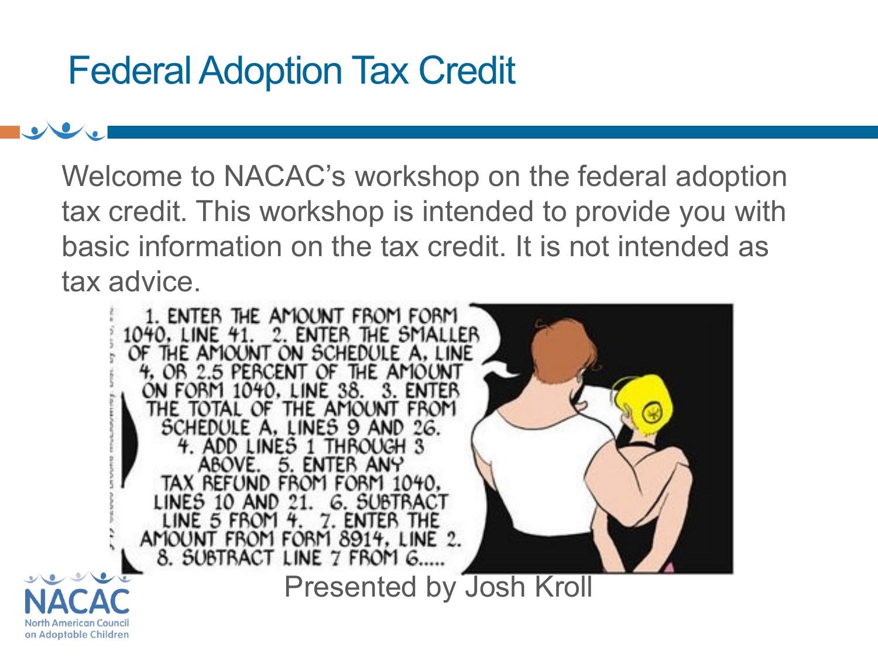# Federal Adoption Tax Credit

Welcome to NACAC's workshop on the federal adoption tax credit. This workshop is intended to provide you with basic information on the tax credit. It is not intended as tax advice.

Presented by Josh Kroll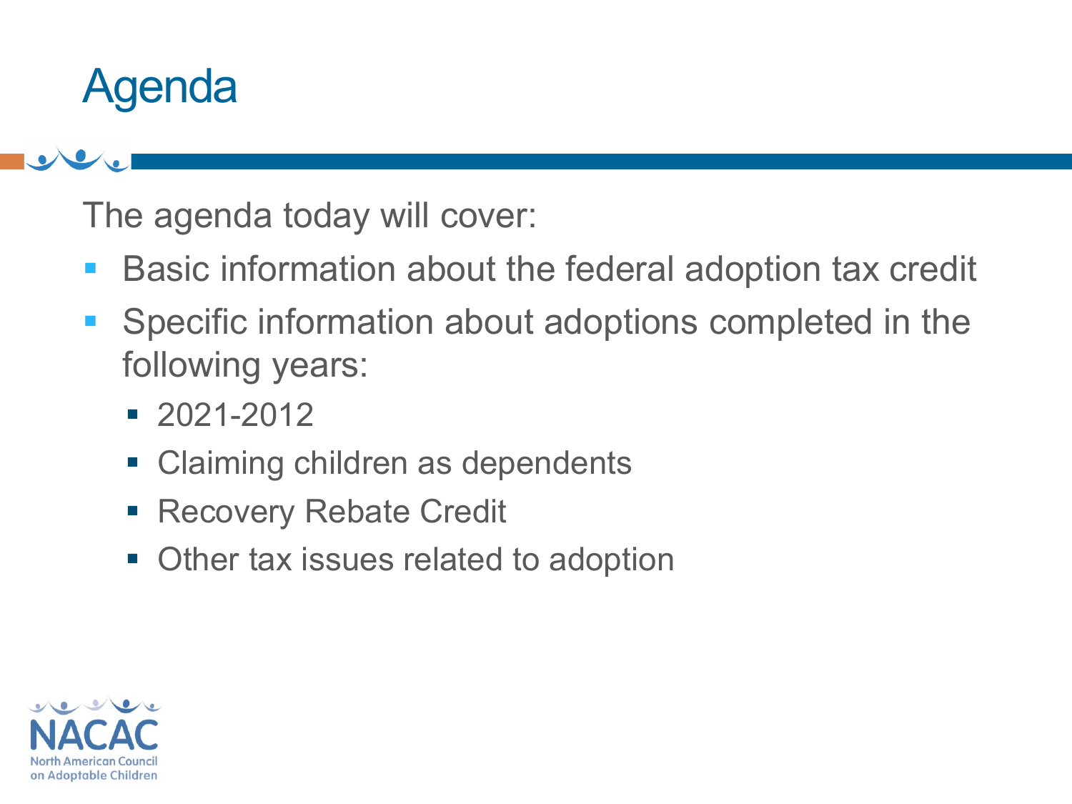# Agenda

The agenda today will cover:

- Basic information about the federal adoption tax credit
- Specific information about adoptions completed in the following years:
  - 2021-2012
  - Claiming children as dependents
  - Recovery Rebate Credit
  - Other tax issues related to adoption

NACAC
North American Council on Adoptable Children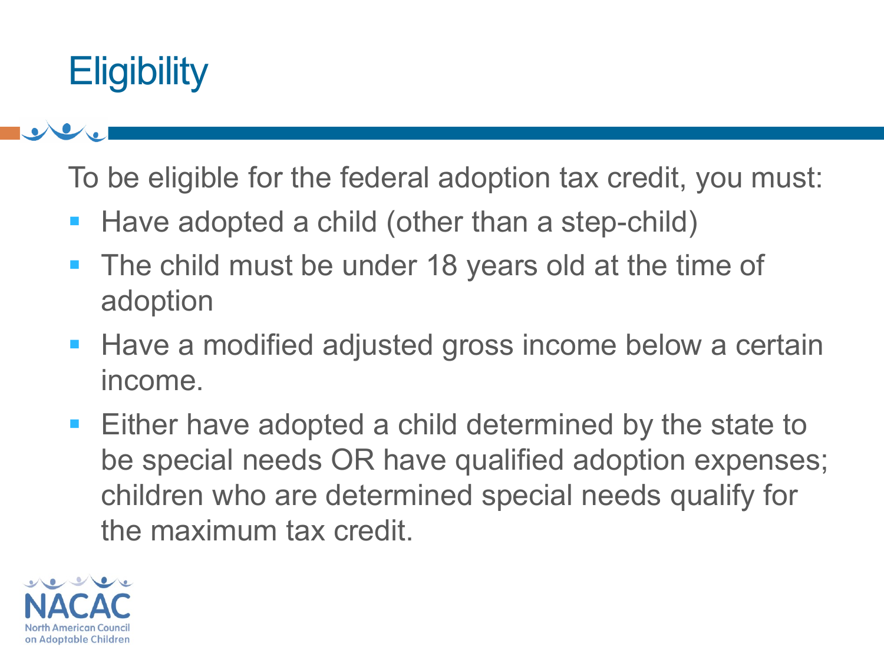# Eligibility

To be eligible for the federal adoption tax credit, you must:

- Have adopted a child (other than a step-child)
- The child must be under 18 years old at the time of adoption
- Have a modified adjusted gross income below a certain income.
- Either have adopted a child determined by the state to be special needs OR have qualified adoption expenses; children who are determined special needs qualify for the maximum tax credit.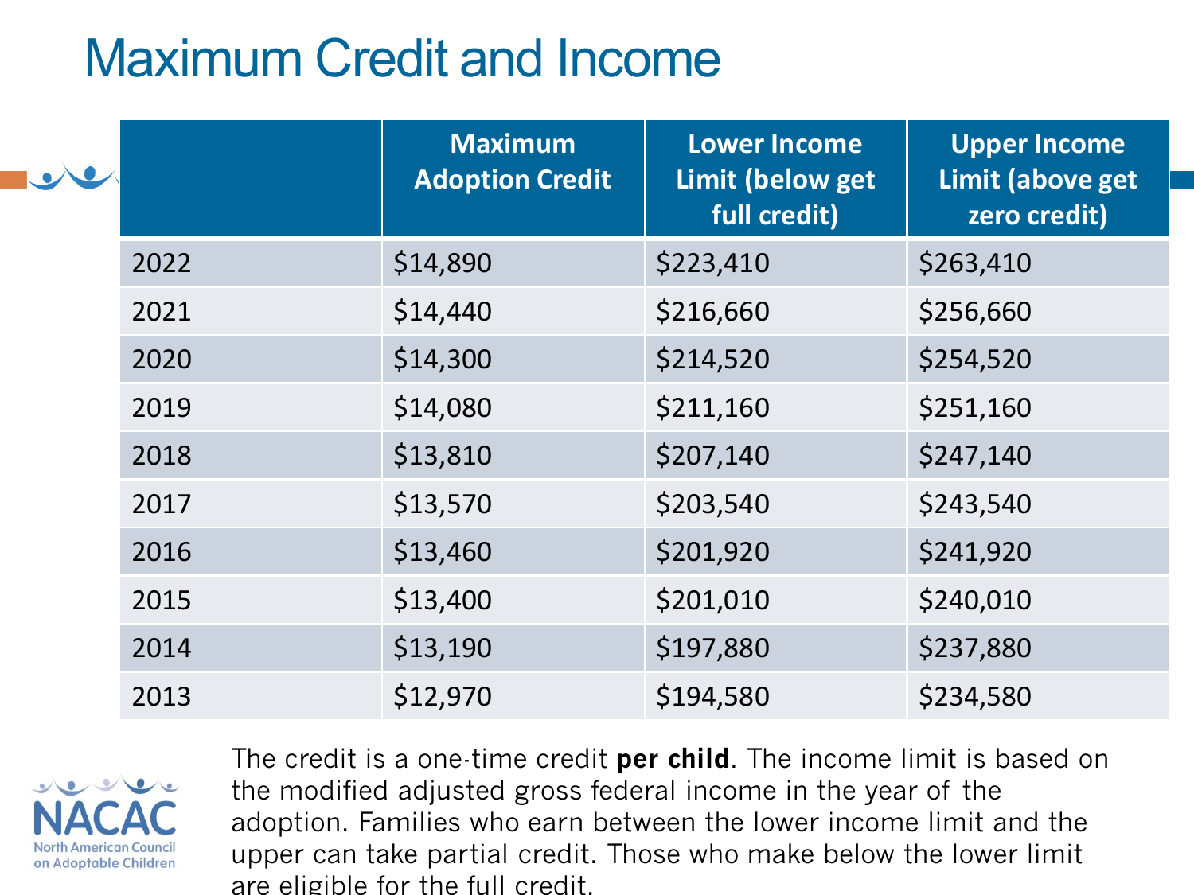# Maximum Credit and Income

| | Maximum Adoption Credit | Lower Income Limit (below get full credit) | Upper Income Limit (above get zero credit) |
|---|---|---|---|
| 2022 | $14,890 | $223,410 | $263,410 |
| 2021 | $14,440 | $216,660 | $256,660 |
| 2020 | $14,300 | $214,520 | $254,520 |
| 2019 | $14,080 | $211,160 | $251,160 |
| 2018 | $13,810 | $207,140 | $247,140 |
| 2017 | $13,570 | $203,540 | $243,540 |
| 2016 | $13,460 | $201,920 | $241,920 |
| 2015 | $13,400 | $201,010 | $240,010 |
| 2014 | $13,190 | $197,880 | $237,880 |
| 2013 | $12,970 | $194,580 | $234,580 |

The credit is a one-time credit **per child**. The income limit is based on the modified adjusted gross federal income in the year of the adoption. Families who earn between the lower income limit and the upper can take partial credit. Those who make below the lower limit are eligible for the full credit.

NACAC
North American Council on Adoptable Children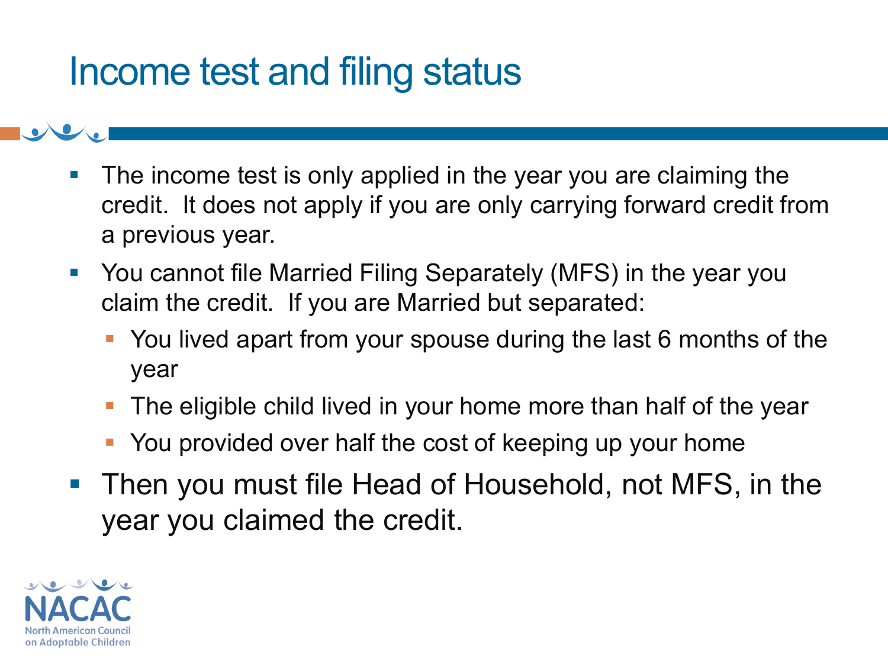# Income test and filing status

- The income test is only applied in the year you are claiming the credit. It does not apply if you are only carrying forward credit from a previous year.
- You cannot file Married Filing Separately (MFS) in the year you claim the credit. If you are Married but separated:
  - You lived apart from your spouse during the last 6 months of the year
  - The eligible child lived in your home more than half of the year
  - You provided over half the cost of keeping up your home
- Then you must file Head of Household, not MFS, in the year you claimed the credit.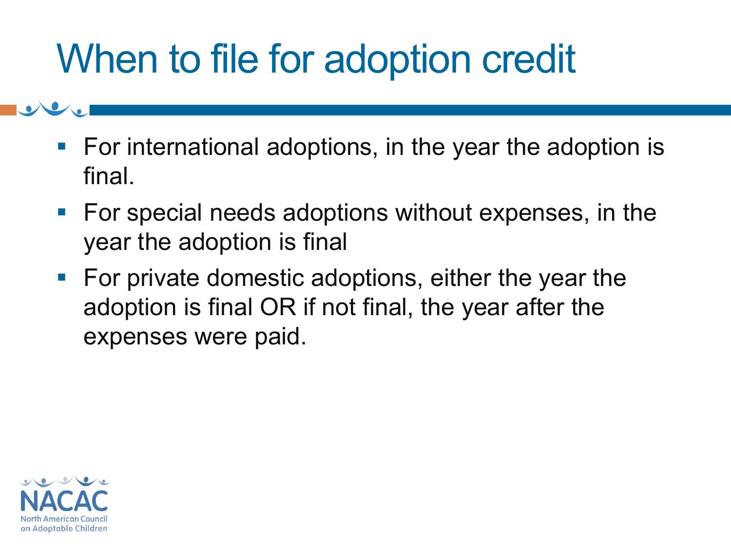# When to file for adoption credit

- For international adoptions, in the year the adoption is final.
- For special needs adoptions without expenses, in the year the adoption is final
- For private domestic adoptions, either the year the adoption is final OR if not final, the year after the expenses were paid.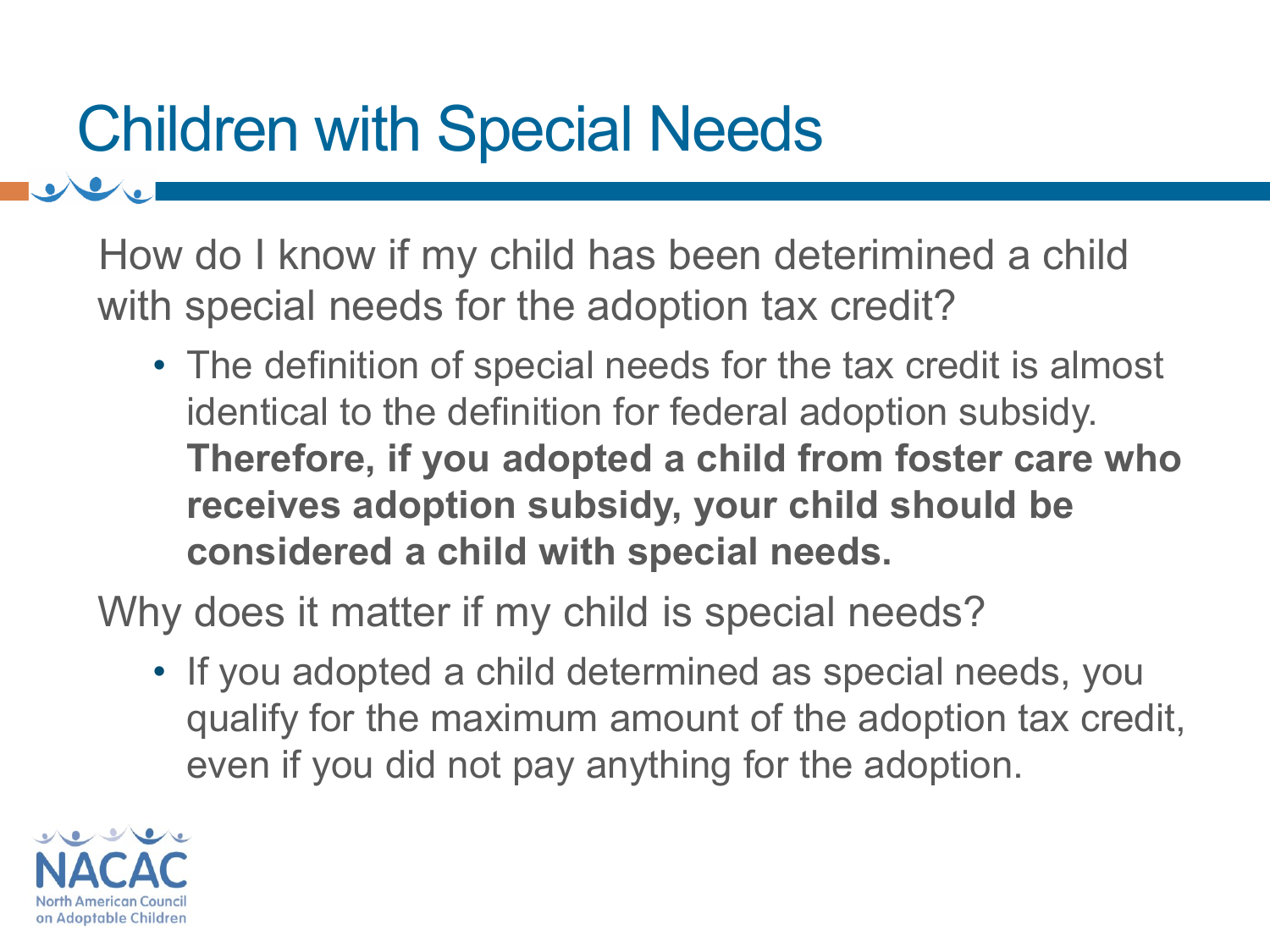# Children with Special Needs

How do I know if my child has been deterimined a child with special needs for the adoption tax credit?

- The definition of special needs for the tax credit is almost identical to the definition for federal adoption subsidy. **Therefore, if you adopted a child from foster care who receives adoption subsidy, your child should be considered a child with special needs.**

Why does it matter if my child is special needs?

- If you adopted a child determined as special needs, you qualify for the maximum amount of the adoption tax credit, even if you did not pay anything for the adoption.

NACAC
North American Council on Adoptable Children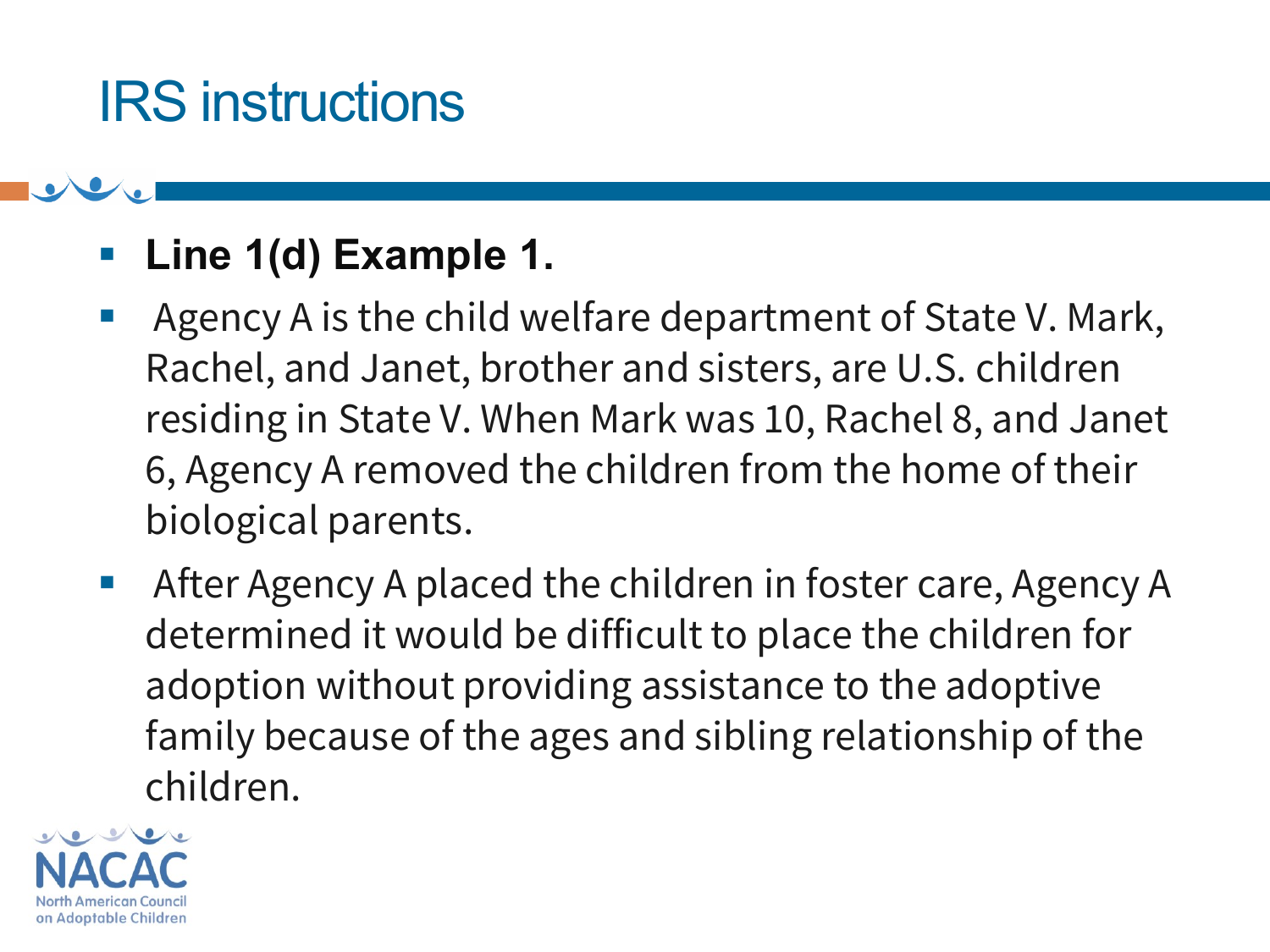# IRS instructions

- **Line 1(d) Example 1.**
- Agency A is the child welfare department of State V. Mark, Rachel, and Janet, brother and sisters, are U.S. children residing in State V. When Mark was 10, Rachel 8, and Janet 6, Agency A removed the children from the home of their biological parents.
- After Agency A placed the children in foster care, Agency A determined it would be difficult to place the children for adoption without providing assistance to the adoptive family because of the ages and sibling relationship of the children.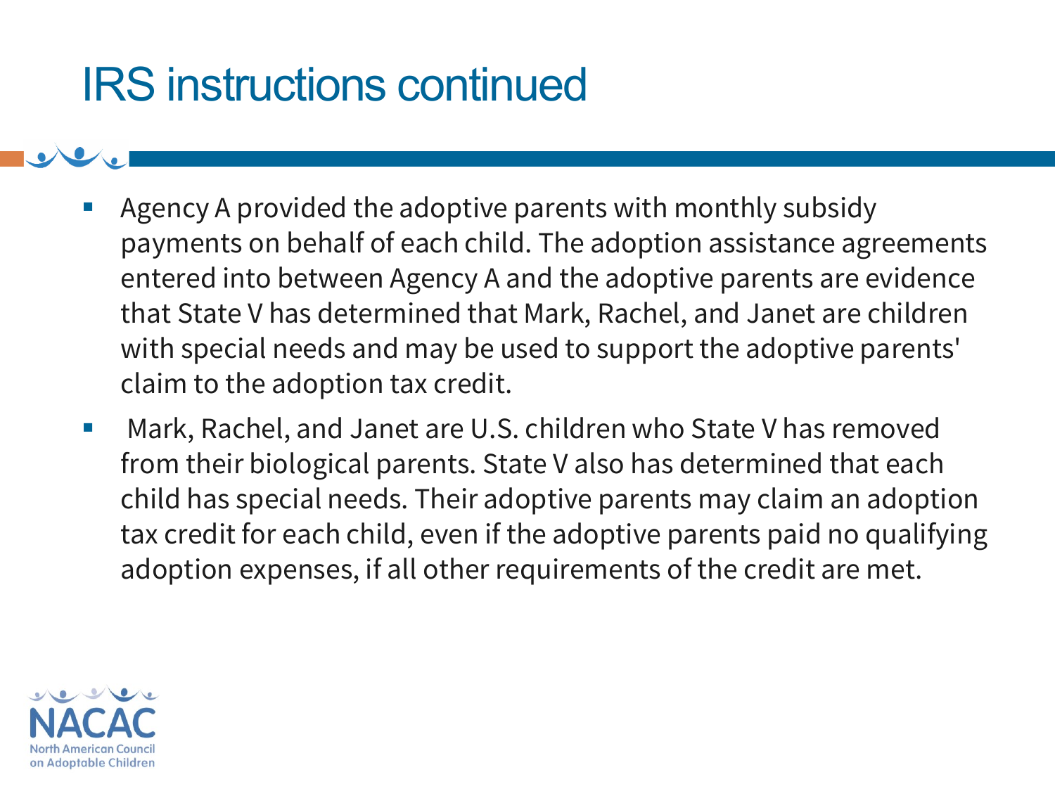# IRS instructions continued

- Agency A provided the adoptive parents with monthly subsidy payments on behalf of each child. The adoption assistance agreements entered into between Agency A and the adoptive parents are evidence that State V has determined that Mark, Rachel, and Janet are children with special needs and may be used to support the adoptive parents' claim to the adoption tax credit.
- Mark, Rachel, and Janet are U.S. children who State V has removed from their biological parents. State V also has determined that each child has special needs. Their adoptive parents may claim an adoption tax credit for each child, even if the adoptive parents paid no qualifying adoption expenses, if all other requirements of the credit are met.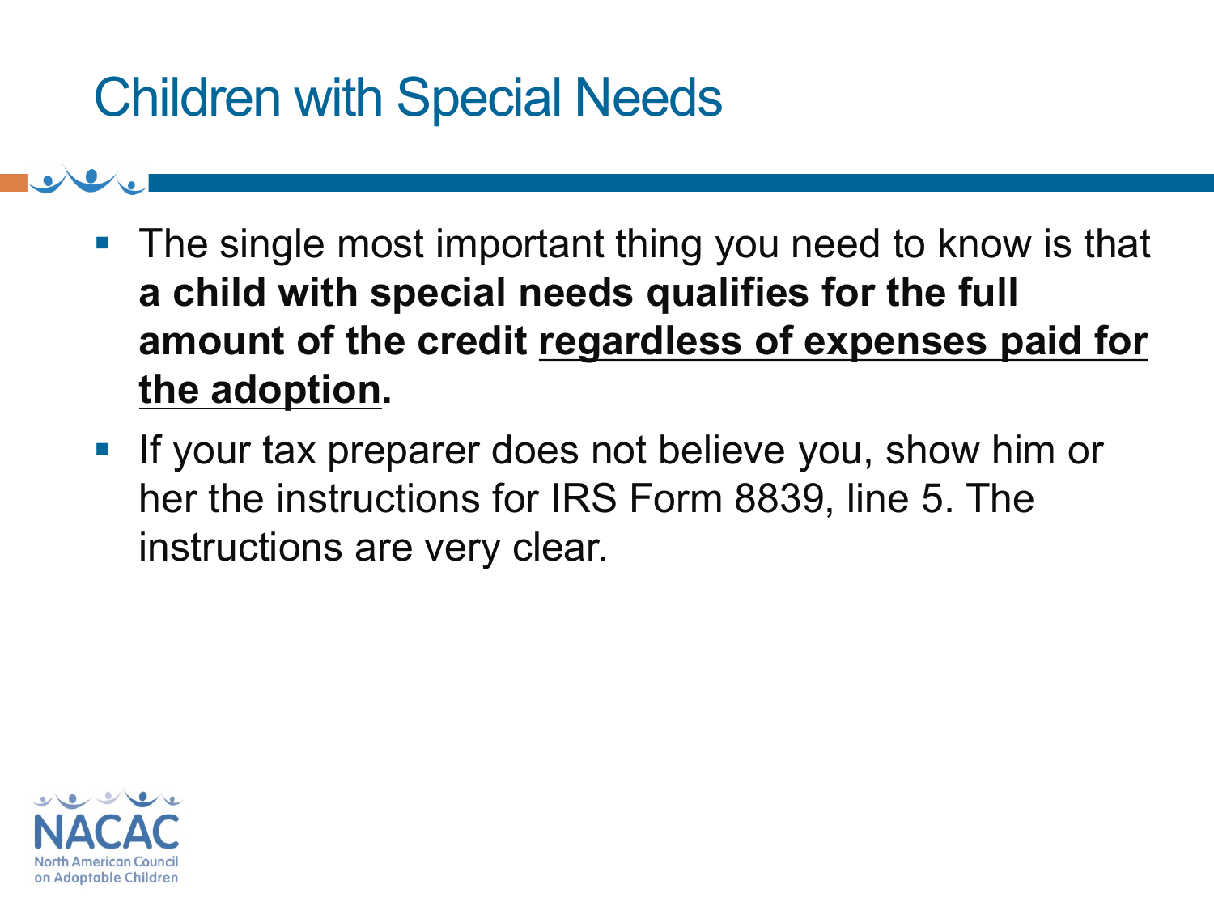# Children with Special Needs

- The single most important thing you need to know is that **a child with special needs qualifies for the full amount of the credit <u>regardless of expenses paid for the adoption</u>.**
- If your tax preparer does not believe you, show him or her the instructions for IRS Form 8839, line 5. The instructions are very clear.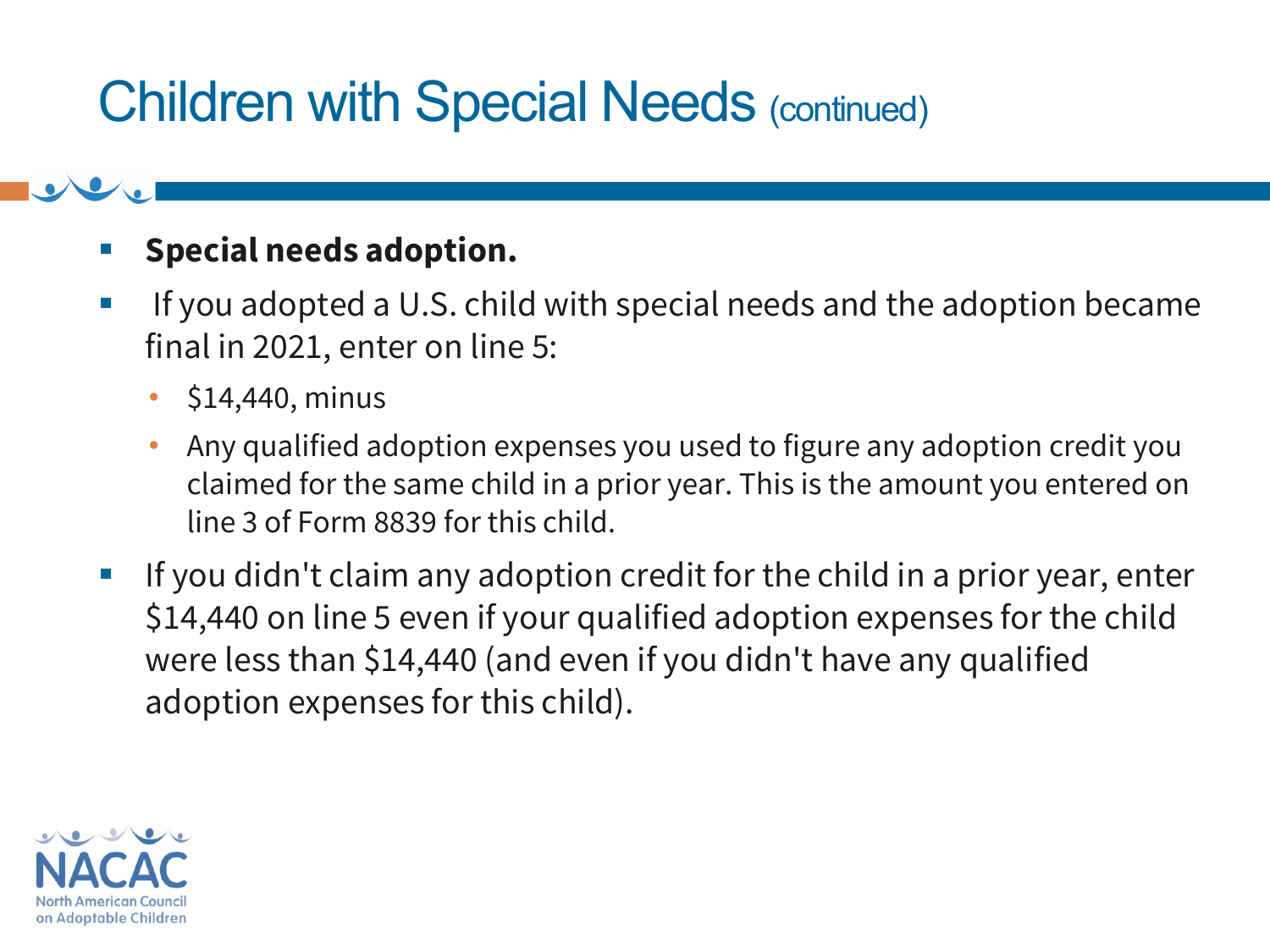# Children with Special Needs (continued)

- **Special needs adoption.**
- If you adopted a U.S. child with special needs and the adoption became final in 2021, enter on line 5:
  - $14,440, minus
  - Any qualified adoption expenses you used to figure any adoption credit you claimed for the same child in a prior year. This is the amount you entered on line 3 of Form 8839 for this child.
- If you didn't claim any adoption credit for the child in a prior year, enter $14,440 on line 5 even if your qualified adoption expenses for the child were less than $14,440 (and even if you didn't have any qualified adoption expenses for this child).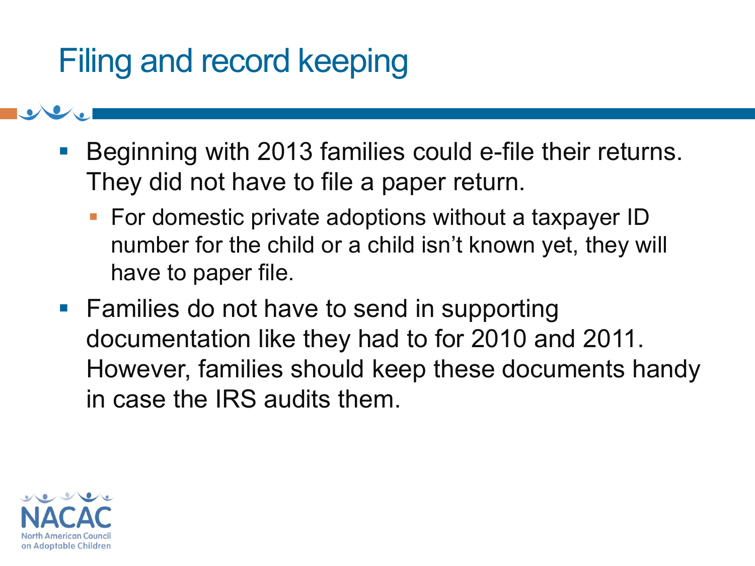# Filing and record keeping

- Beginning with 2013 families could e-file their returns. They did not have to file a paper return.
  - For domestic private adoptions without a taxpayer ID number for the child or a child isn't known yet, they will have to paper file.
- Families do not have to send in supporting documentation like they had to for 2010 and 2011. However, families should keep these documents handy in case the IRS audits them.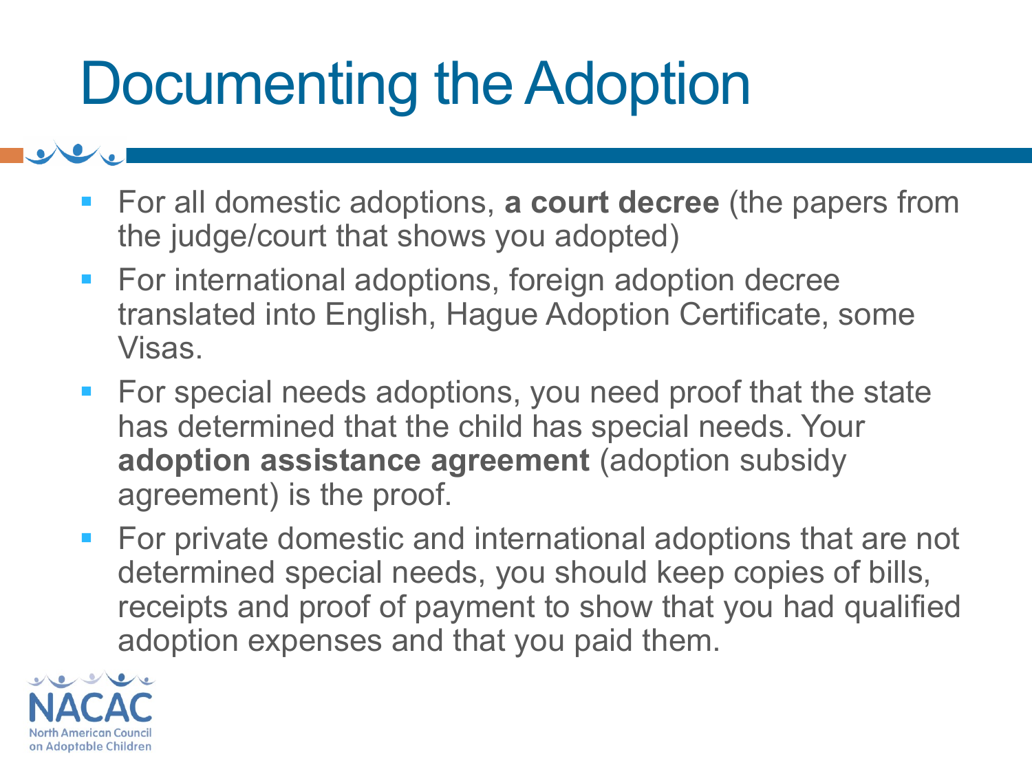# Documenting the Adoption

- For all domestic adoptions, **a court decree** (the papers from the judge/court that shows you adopted)
- For international adoptions, foreign adoption decree translated into English, Hague Adoption Certificate, some Visas.
- For special needs adoptions, you need proof that the state has determined that the child has special needs. Your **adoption assistance agreement** (adoption subsidy agreement) is the proof.
- For private domestic and international adoptions that are not determined special needs, you should keep copies of bills, receipts and proof of payment to show that you had qualified adoption expenses and that you paid them.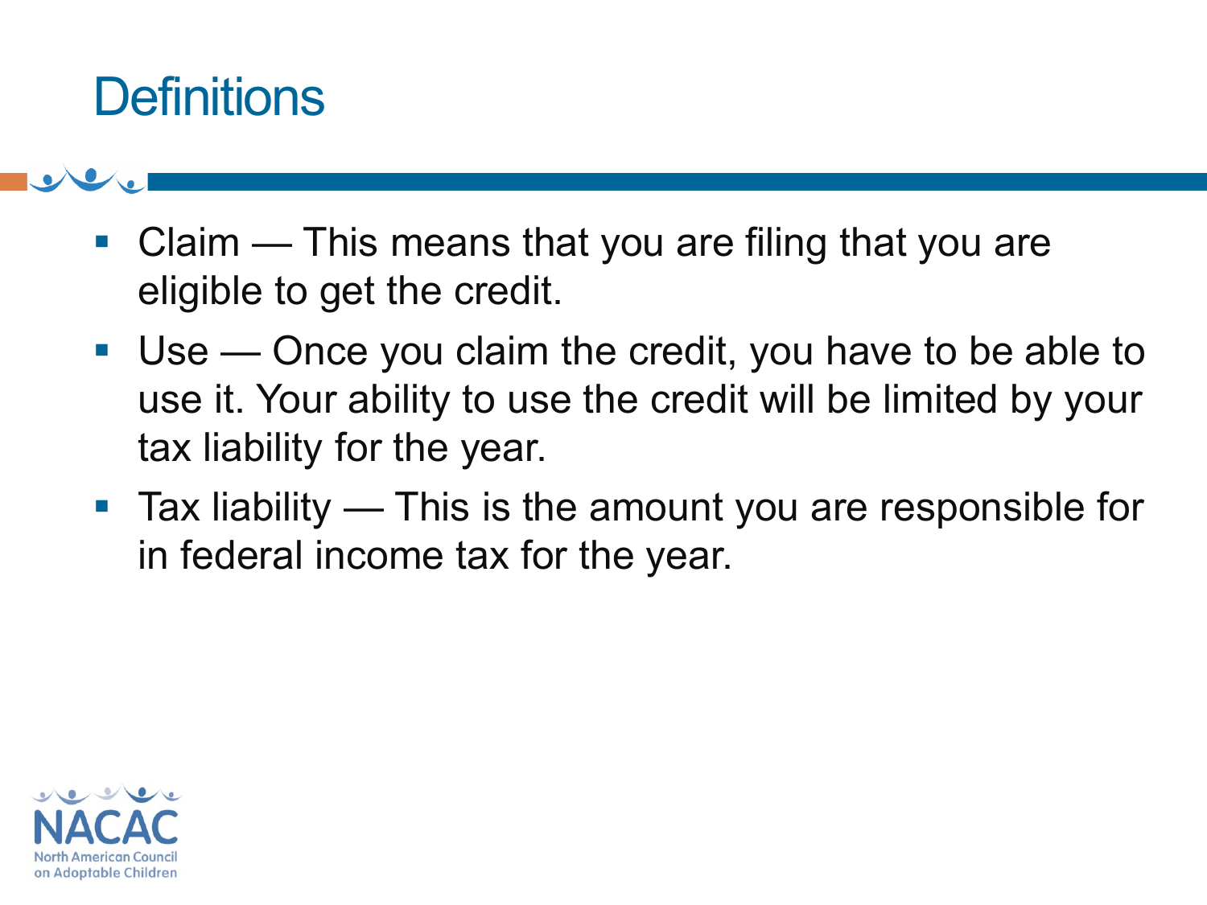# Definitions

- Claim — This means that you are filing that you are eligible to get the credit.
- Use — Once you claim the credit, you have to be able to use it. Your ability to use the credit will be limited by your tax liability for the year.
- Tax liability — This is the amount you are responsible for in federal income tax for the year.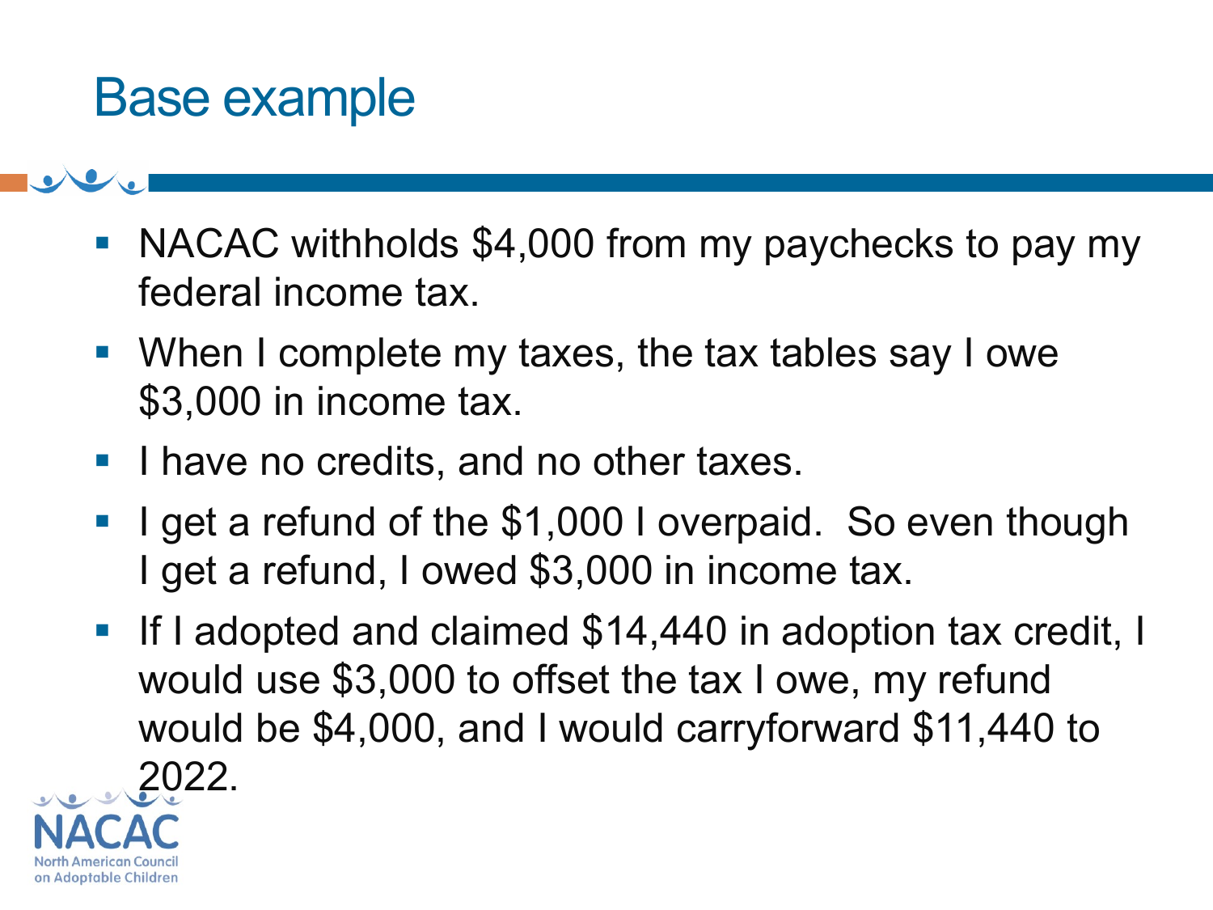# Base example

- NACAC withholds $4,000 from my paychecks to pay my federal income tax.
- When I complete my taxes, the tax tables say I owe $3,000 in income tax.
- I have no credits, and no other taxes.
- I get a refund of the $1,000 I overpaid. So even though I get a refund, I owed $3,000 in income tax.
- If I adopted and claimed $14,440 in adoption tax credit, I would use $3,000 to offset the tax I owe, my refund would be $4,000, and I would carryforward $11,440 to 2022.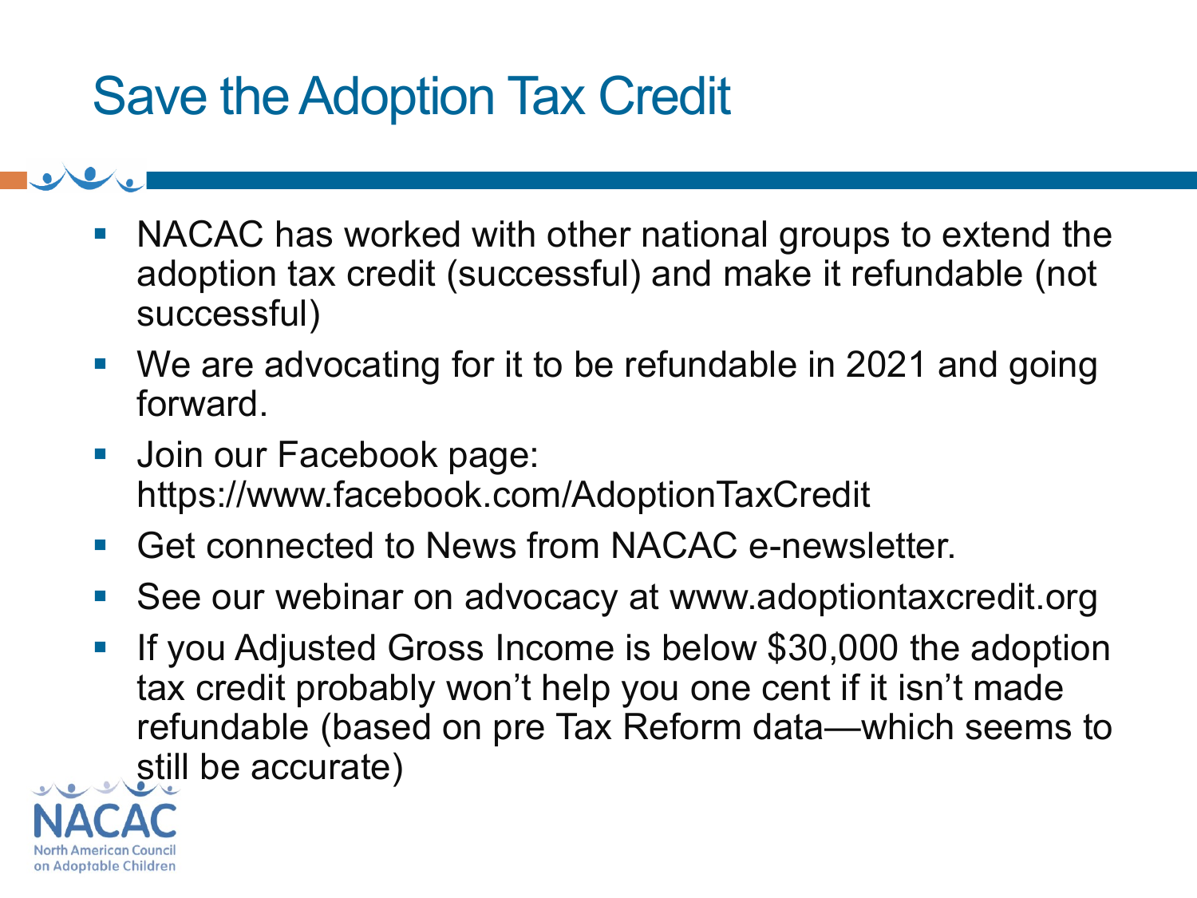# Save the Adoption Tax Credit

- NACAC has worked with other national groups to extend the adoption tax credit (successful) and make it refundable (not successful)
- We are advocating for it to be refundable in 2021 and going forward.
- Join our Facebook page: https://www.facebook.com/AdoptionTaxCredit
- Get connected to News from NACAC e-newsletter.
- See our webinar on advocacy at www.adoptiontaxcredit.org
- If you Adjusted Gross Income is below $30,000 the adoption tax credit probably won't help you one cent if it isn't made refundable (based on pre Tax Reform data—which seems to still be accurate)

NACAC
North American Council on Adoptable Children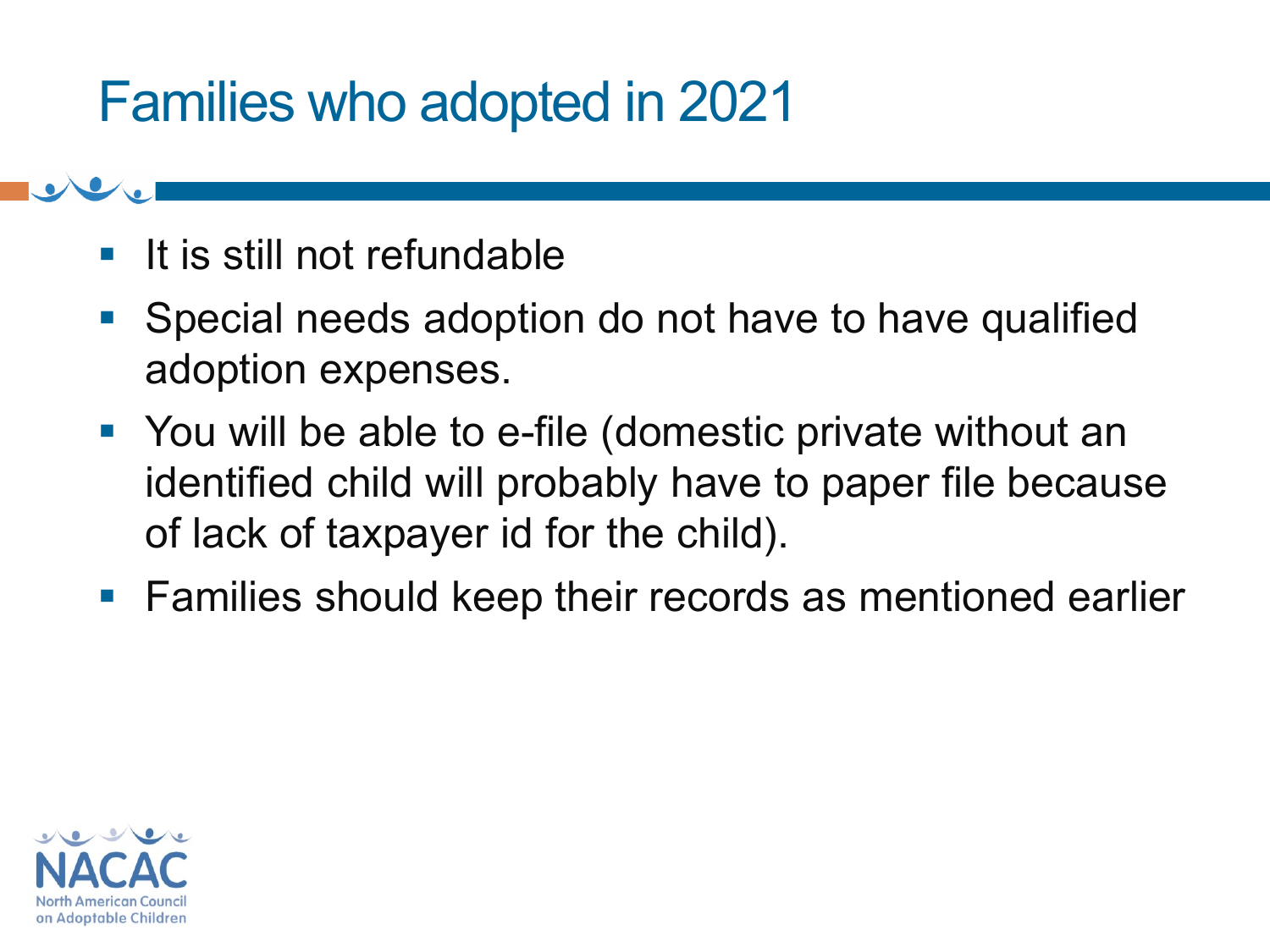# Families who adopted in 2021

- It is still not refundable
- Special needs adoption do not have to have qualified adoption expenses.
- You will be able to e-file (domestic private without an identified child will probably have to paper file because of lack of taxpayer id for the child).
- Families should keep their records as mentioned earlier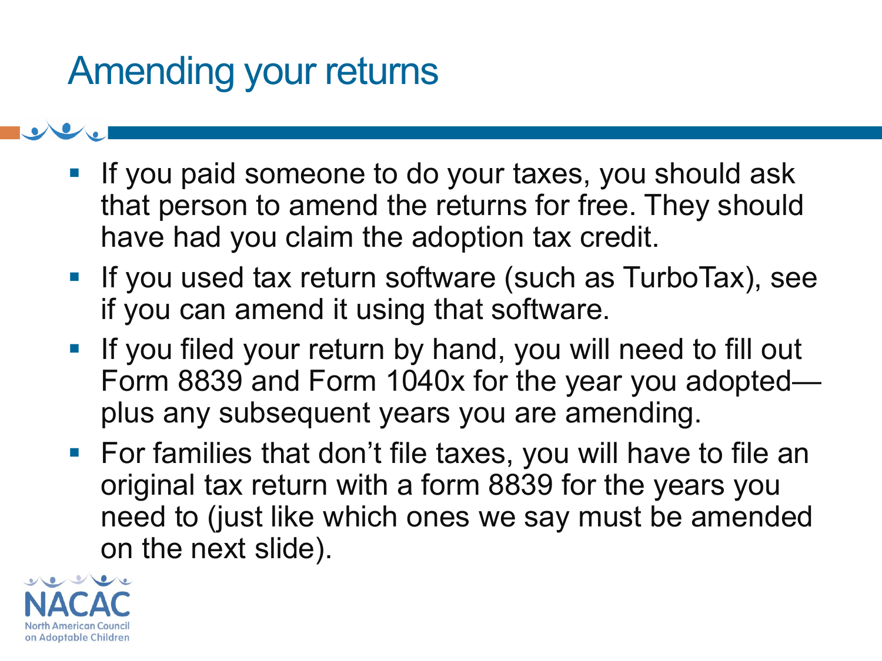# Amending your returns

- If you paid someone to do your taxes, you should ask that person to amend the returns for free. They should have had you claim the adoption tax credit.
- If you used tax return software (such as TurboTax), see if you can amend it using that software.
- If you filed your return by hand, you will need to fill out Form 8839 and Form 1040x for the year you adopted—plus any subsequent years you are amending.
- For families that don't file taxes, you will have to file an original tax return with a form 8839 for the years you need to (just like which ones we say must be amended on the next slide).

NACAC North American Council on Adoptable Children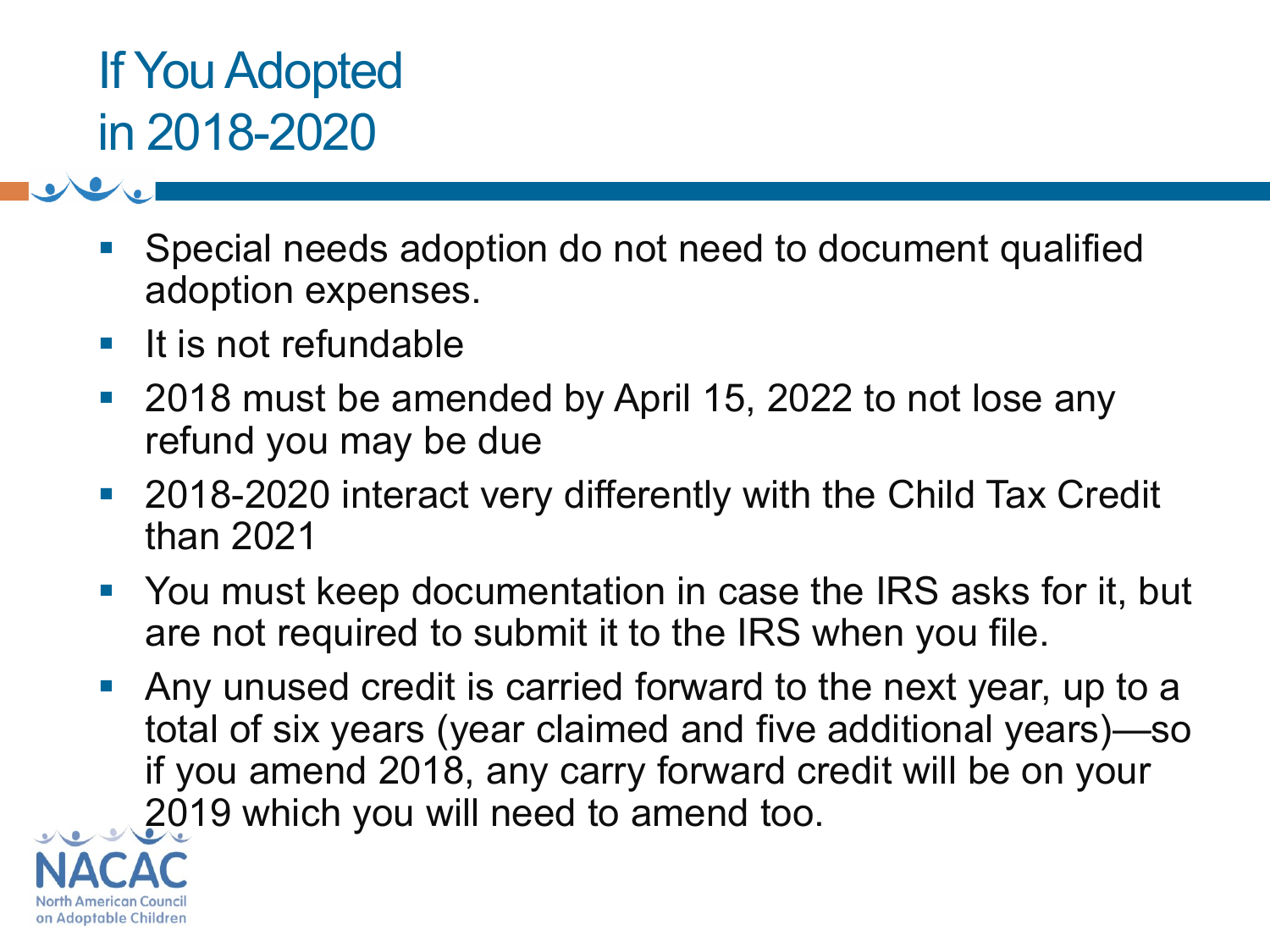# If You Adopted in 2018-2020

- Special needs adoption do not need to document qualified adoption expenses.
- It is not refundable
- 2018 must be amended by April 15, 2022 to not lose any refund you may be due
- 2018-2020 interact very differently with the Child Tax Credit than 2021
- You must keep documentation in case the IRS asks for it, but are not required to submit it to the IRS when you file.
- Any unused credit is carried forward to the next year, up to a total of six years (year claimed and five additional years)—so if you amend 2018, any carry forward credit will be on your 2019 which you will need to amend too.

NACAC
North American Council on Adoptable Children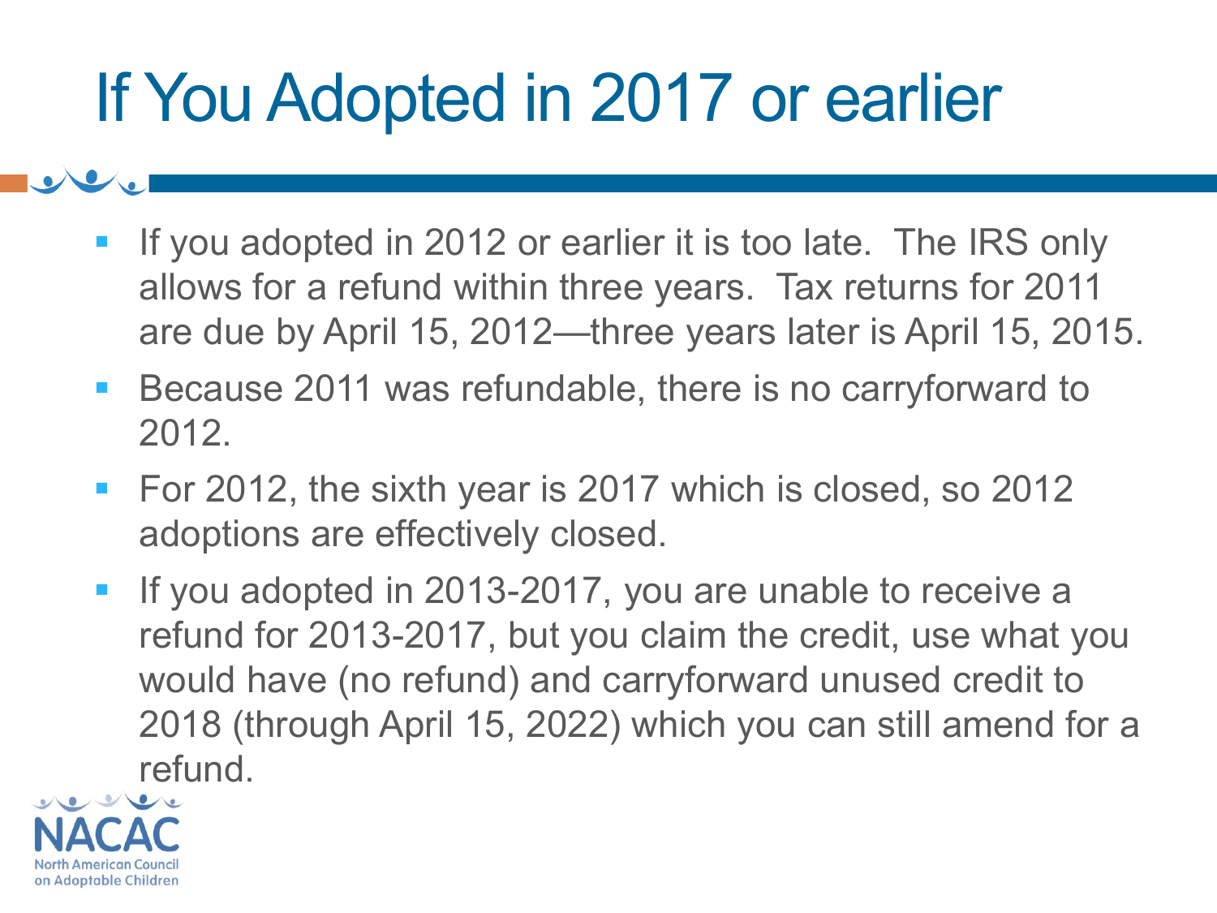# If You Adopted in 2017 or earlier

- If you adopted in 2012 or earlier it is too late. The IRS only allows for a refund within three years. Tax returns for 2011 are due by April 15, 2012—three years later is April 15, 2015.
- Because 2011 was refundable, there is no carryforward to 2012.
- For 2012, the sixth year is 2017 which is closed, so 2012 adoptions are effectively closed.
- If you adopted in 2013-2017, you are unable to receive a refund for 2013-2017, but you claim the credit, use what you would have (no refund) and carryforward unused credit to 2018 (through April 15, 2022) which you can still amend for a refund.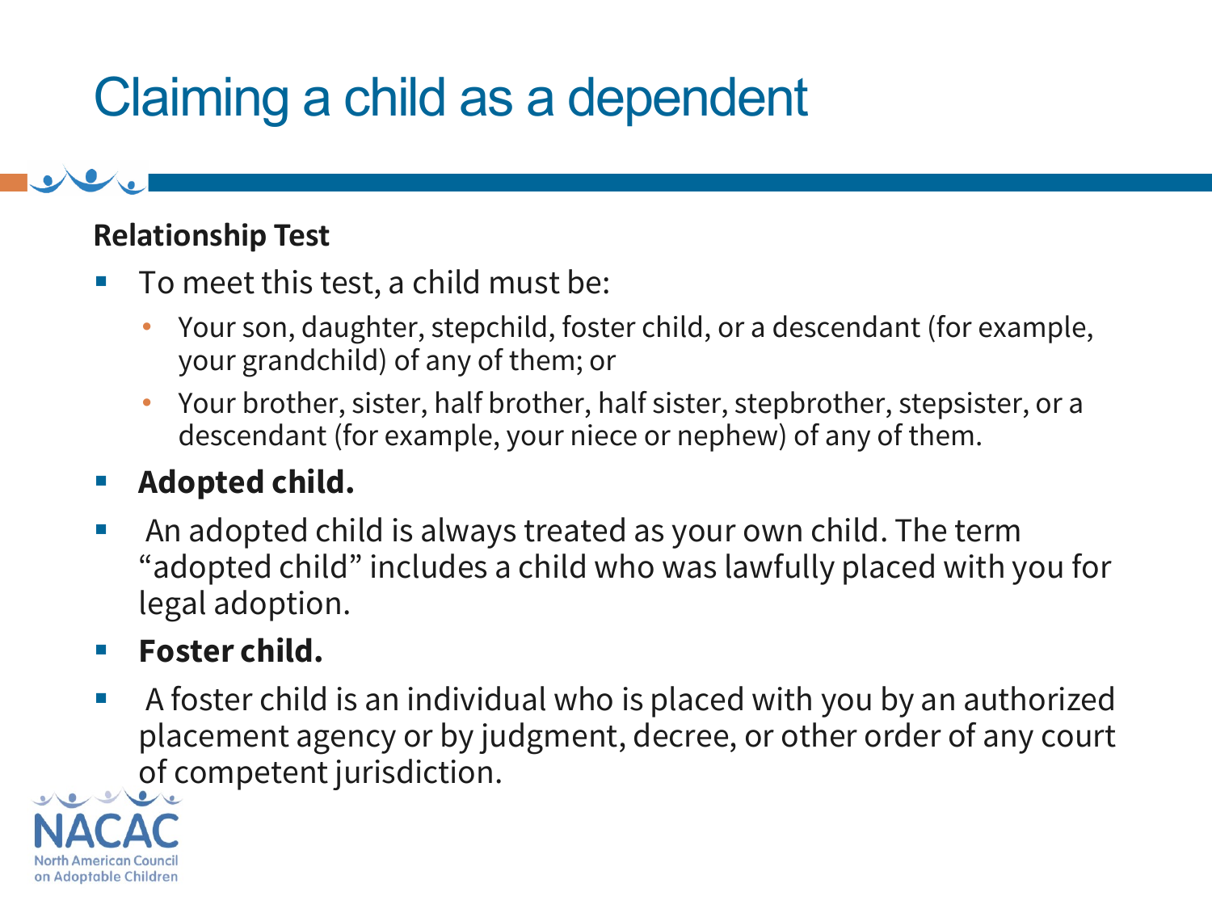# Claiming a child as a dependent

**Relationship Test**

- To meet this test, a child must be:
  - Your son, daughter, stepchild, foster child, or a descendant (for example, your grandchild) of any of them; or
  - Your brother, sister, half brother, half sister, stepbrother, stepsister, or a descendant (for example, your niece or nephew) of any of them.
- **Adopted child.**
- An adopted child is always treated as your own child. The term "adopted child" includes a child who was lawfully placed with you for legal adoption.
- **Foster child.**
- A foster child is an individual who is placed with you by an authorized placement agency or by judgment, decree, or other order of any court of competent jurisdiction.

NACAC
North American Council on Adoptable Children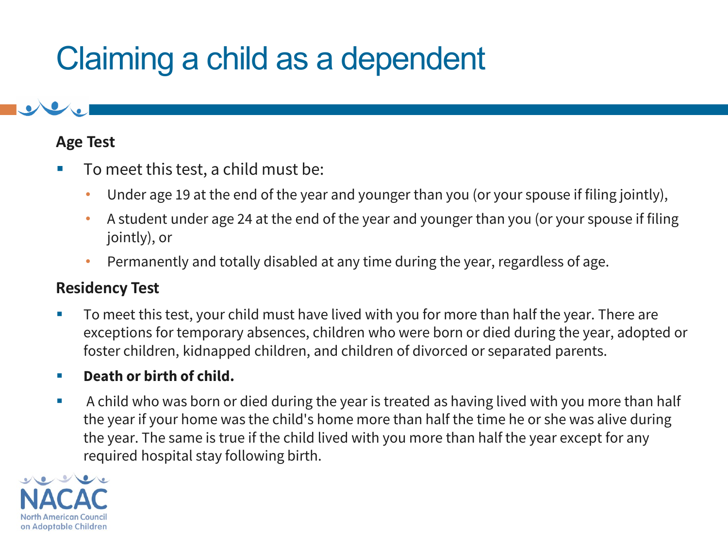# Claiming a child as a dependent

**Age Test**

- To meet this test, a child must be:
  - Under age 19 at the end of the year and younger than you (or your spouse if filing jointly),
  - A student under age 24 at the end of the year and younger than you (or your spouse if filing jointly), or
  - Permanently and totally disabled at any time during the year, regardless of age.

**Residency Test**

- To meet this test, your child must have lived with you for more than half the year. There are exceptions for temporary absences, children who were born or died during the year, adopted or foster children, kidnapped children, and children of divorced or separated parents.
- **Death or birth of child.**
- A child who was born or died during the year is treated as having lived with you more than half the year if your home was the child's home more than half the time he or she was alive during the year. The same is true if the child lived with you more than half the year except for any required hospital stay following birth.

NACAC
North American Council on Adoptable Children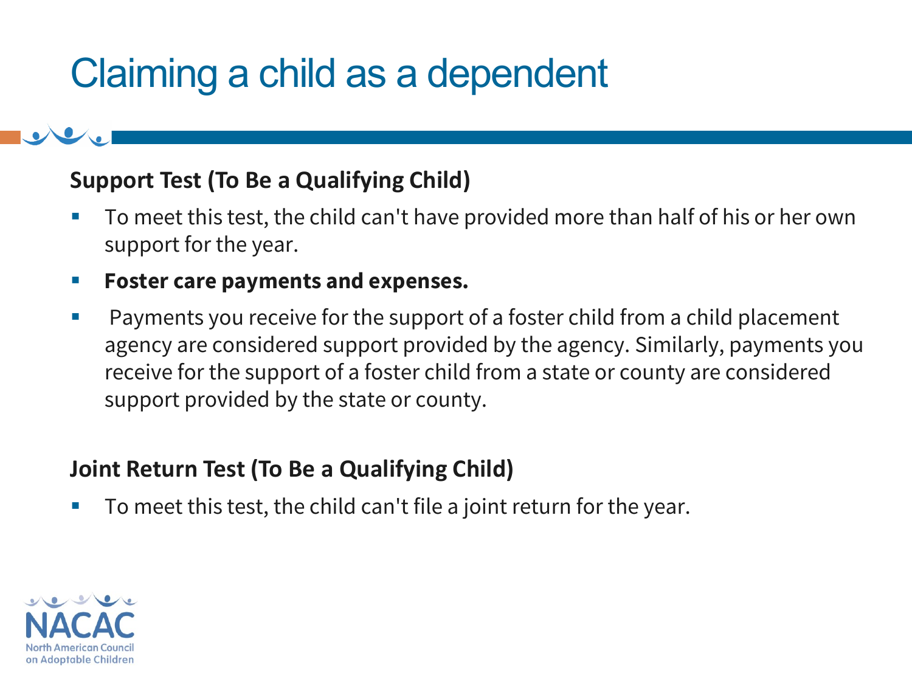# Claiming a child as a dependent

**Support Test (To Be a Qualifying Child)**

- To meet this test, the child can't have provided more than half of his or her own support for the year.
- **Foster care payments and expenses.**
- Payments you receive for the support of a foster child from a child placement agency are considered support provided by the agency. Similarly, payments you receive for the support of a foster child from a state or county are considered support provided by the state or county.

**Joint Return Test (To Be a Qualifying Child)**

- To meet this test, the child can't file a joint return for the year.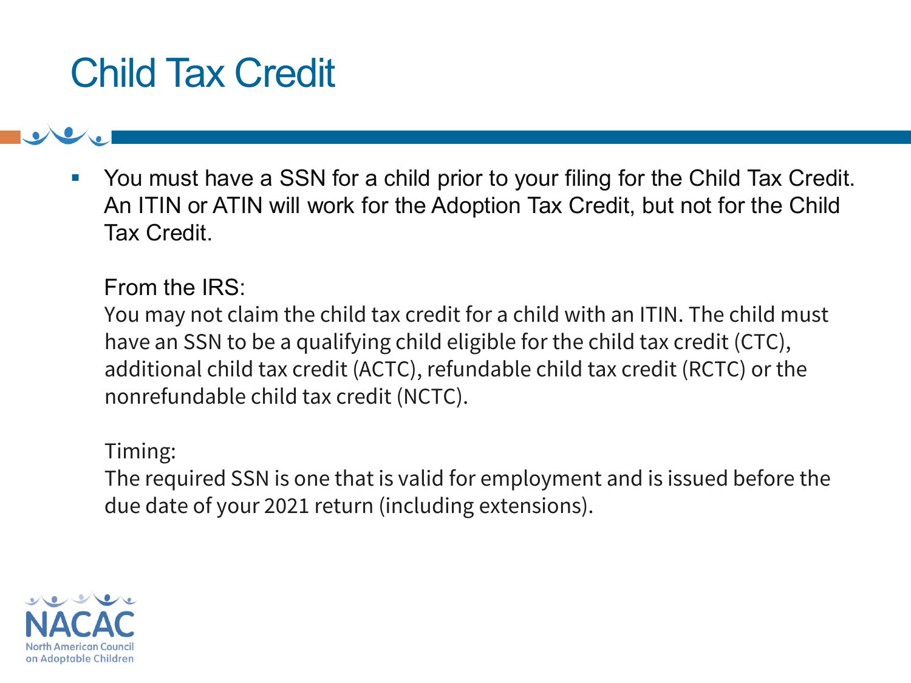# Child Tax Credit

- You must have a SSN for a child prior to your filing for the Child Tax Credit. An ITIN or ATIN will work for the Adoption Tax Credit, but not for the Child Tax Credit.

  From the IRS:
  You may not claim the child tax credit for a child with an ITIN. The child must have an SSN to be a qualifying child eligible for the child tax credit (CTC), additional child tax credit (ACTC), refundable child tax credit (RCTC) or the nonrefundable child tax credit (NCTC).

  Timing:
  The required SSN is one that is valid for employment and is issued before the due date of your 2021 return (including extensions).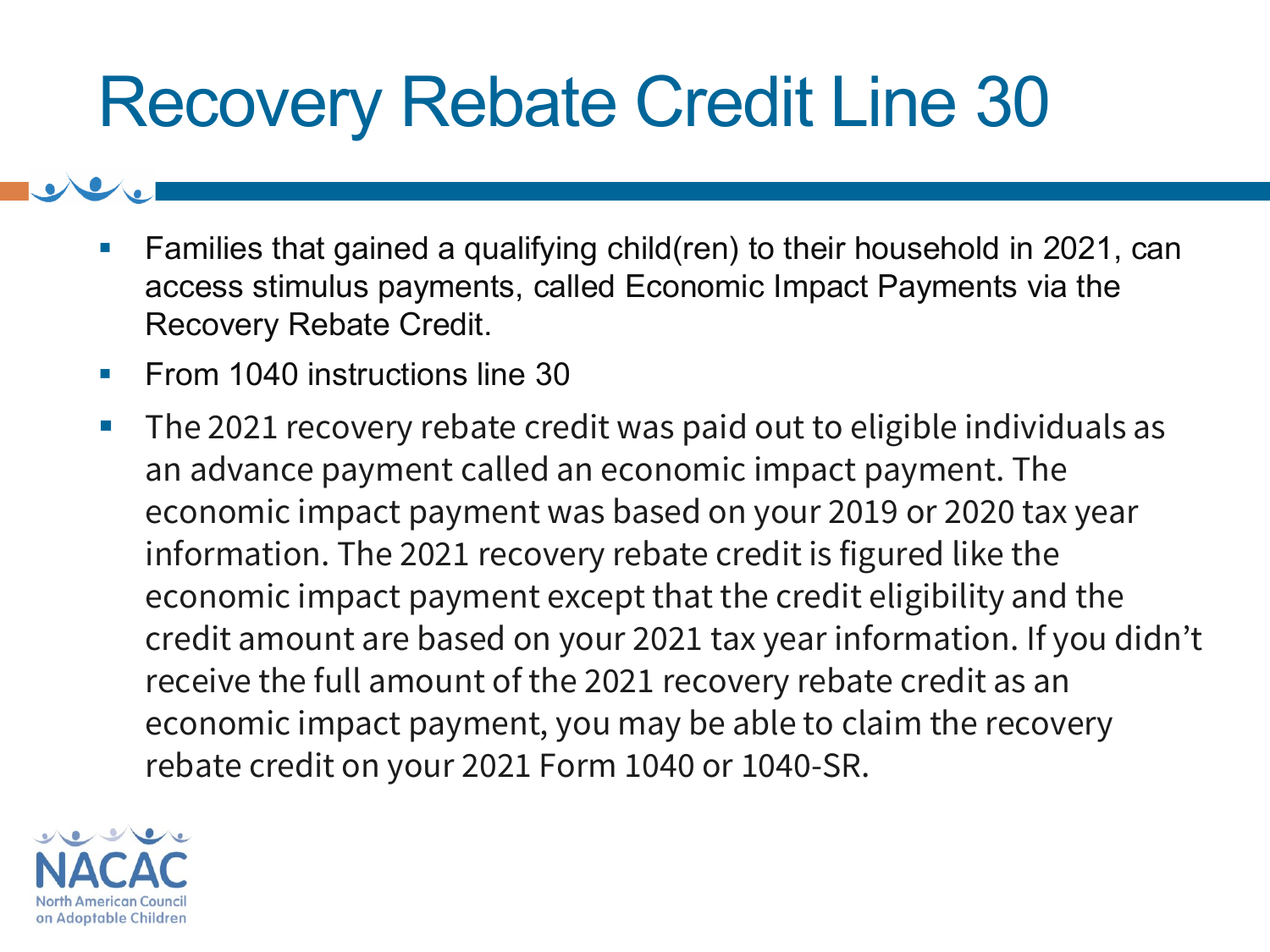# Recovery Rebate Credit Line 30

- Families that gained a qualifying child(ren) to their household in 2021, can access stimulus payments, called Economic Impact Payments via the Recovery Rebate Credit.
- From 1040 instructions line 30
- The 2021 recovery rebate credit was paid out to eligible individuals as an advance payment called an economic impact payment. The economic impact payment was based on your 2019 or 2020 tax year information. The 2021 recovery rebate credit is figured like the economic impact payment except that the credit eligibility and the credit amount are based on your 2021 tax year information. If you didn't receive the full amount of the 2021 recovery rebate credit as an economic impact payment, you may be able to claim the recovery rebate credit on your 2021 Form 1040 or 1040-SR.

NACAC
North American Council on Adoptable Children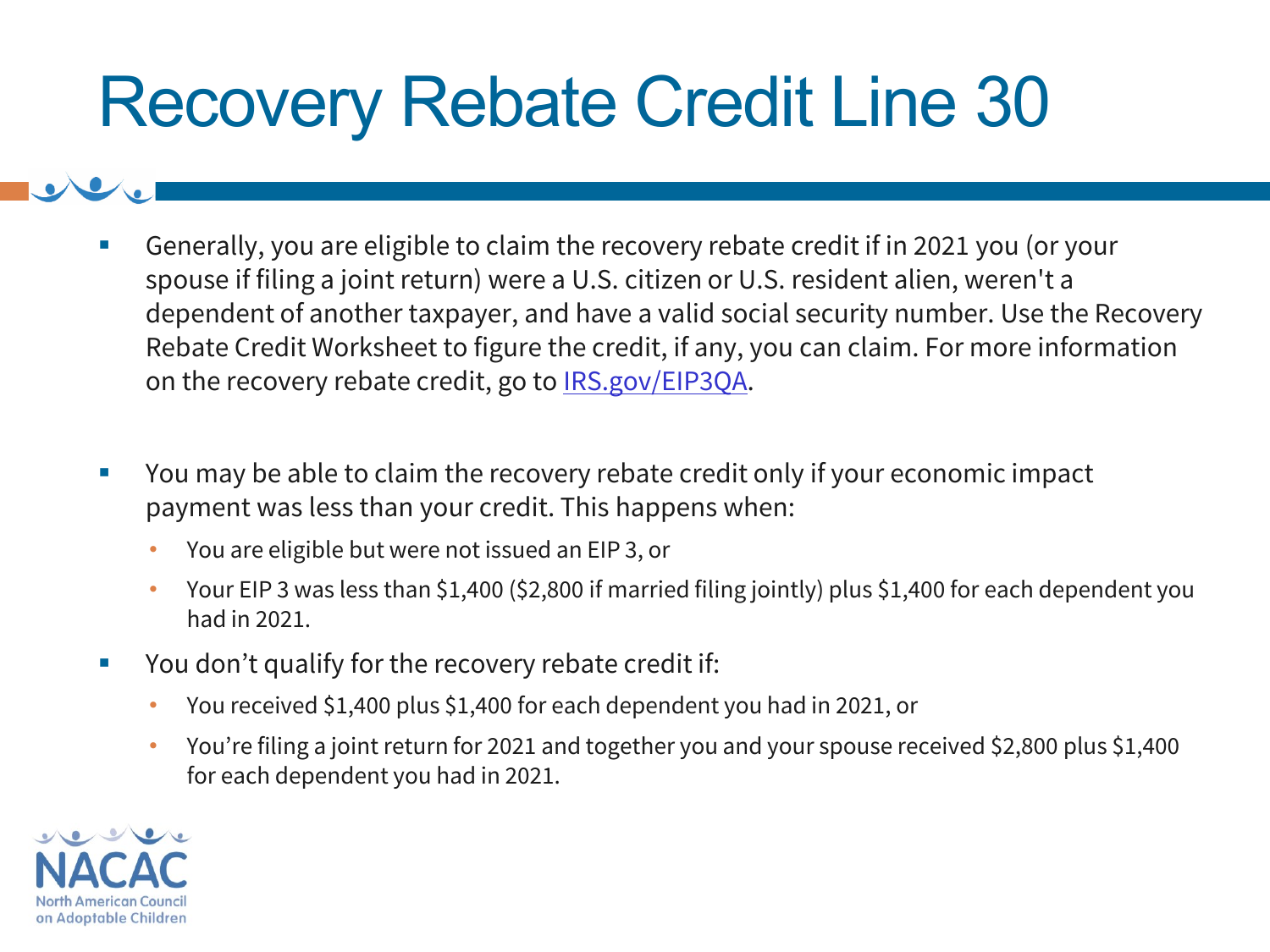# Recovery Rebate Credit Line 30

- Generally, you are eligible to claim the recovery rebate credit if in 2021 you (or your spouse if filing a joint return) were a U.S. citizen or U.S. resident alien, weren't a dependent of another taxpayer, and have a valid social security number. Use the Recovery Rebate Credit Worksheet to figure the credit, if any, you can claim. For more information on the recovery rebate credit, go to [IRS.gov/EIP3QA](IRS.gov/EIP3QA).

- You may be able to claim the recovery rebate credit only if your economic impact payment was less than your credit. This happens when:
  - You are eligible but were not issued an EIP 3, or
  - Your EIP 3 was less than $1,400 ($2,800 if married filing jointly) plus $1,400 for each dependent you had in 2021.
- You don't qualify for the recovery rebate credit if:
  - You received $1,400 plus $1,400 for each dependent you had in 2021, or
  - You're filing a joint return for 2021 and together you and your spouse received $2,800 plus $1,400 for each dependent you had in 2021.

NACAC
North American Council on Adoptable Children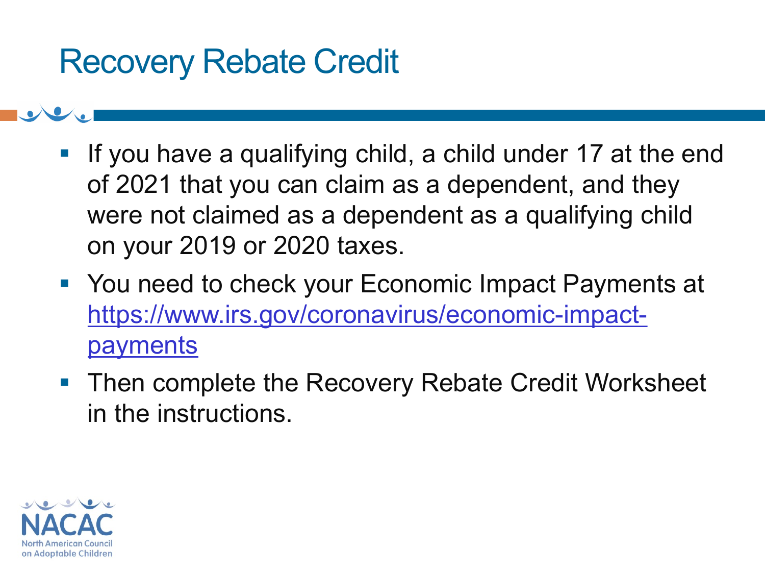# Recovery Rebate Credit

- If you have a qualifying child, a child under 17 at the end of 2021 that you can claim as a dependent, and they were not claimed as a dependent as a qualifying child on your 2019 or 2020 taxes.
- You need to check your Economic Impact Payments at https://www.irs.gov/coronavirus/economic-impact-payments
- Then complete the Recovery Rebate Credit Worksheet in the instructions.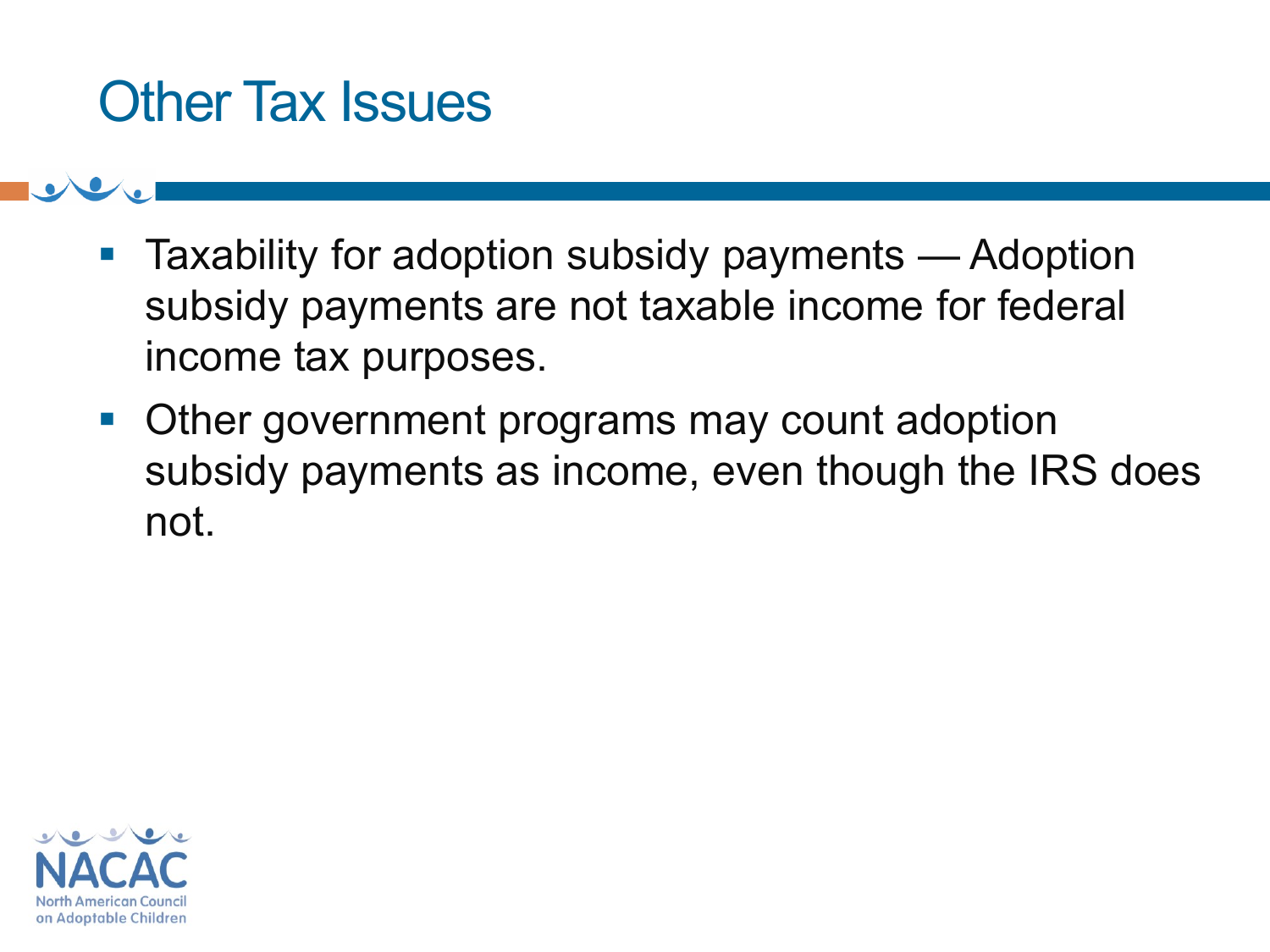# Other Tax Issues

- Taxability for adoption subsidy payments — Adoption subsidy payments are not taxable income for federal income tax purposes.
- Other government programs may count adoption subsidy payments as income, even though the IRS does not.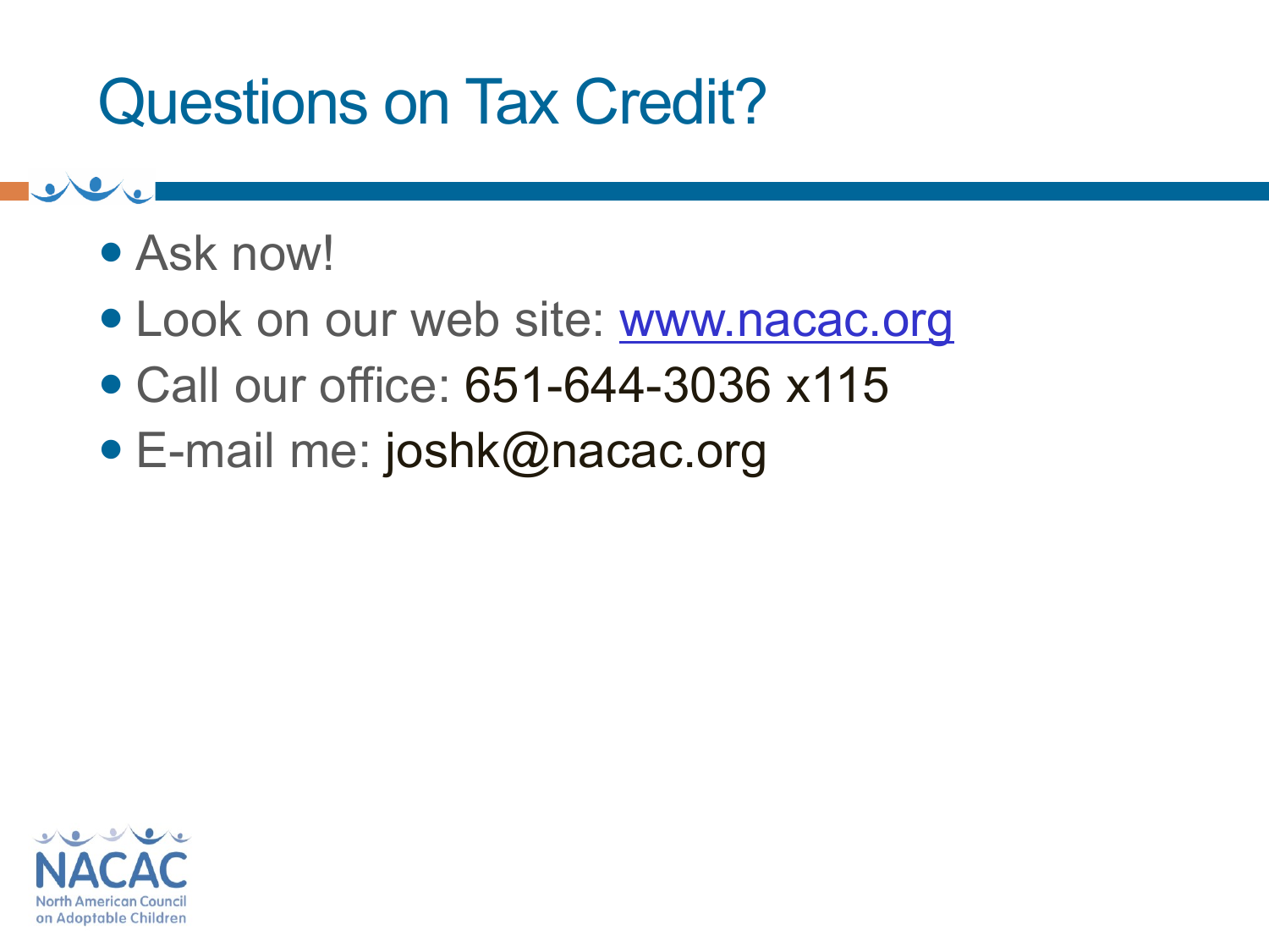# Questions on Tax Credit?

- Ask now!
- Look on our web site: www.nacac.org
- Call our office: 651-644-3036 x115
- E-mail me: joshk@nacac.org

NACAC
North American Council on Adoptable Children